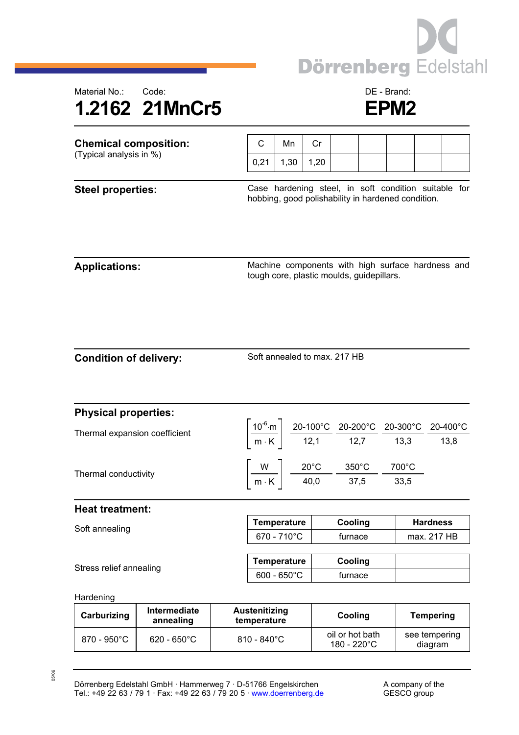Material No.: 1.2162 | Code: 21MnCr5 | DE - Brand: **EPM2**

# 1.2162 21MnCr5 — EPM2

## Chemical composition:
(Typical analysis in %)

| C | Mn | Cr | | | | | |
|---|---|---|---|---|---|---|---|
| 0,21 | 1,30 | 1,20 | | | | | |

## Steel properties:

Case hardening steel, in soft condition suitable for hobbing, good polishability in hardened condition.

## Applications:

Machine components with high surface hardness and tough core, plastic moulds, guidepillars.

## Condition of delivery:

Soft annealed to max. 217 HB

## Physical properties:

Thermal expansion coefficient

| $\left[\frac{10^{-6} \cdot m}{m \cdot K}\right]$ | 20-100°C | 20-200°C | 20-300°C | 20-400°C |
|---|---|---|---|---|
| | 12,1 | 12,7 | 13,3 | 13,8 |

Thermal conductivity

| $\left[\frac{W}{m \cdot K}\right]$ | 20°C | 350°C | 700°C |
|---|---|---|---|
| | 40,0 | 37,5 | 33,5 |

## Heat treatment:

Soft annealing

| Temperature | Cooling | Hardness |
|---|---|---|
| 670 - 710°C | furnace | max. 217 HB |

Stress relief annealing

| Temperature | Cooling | |
|---|---|---|
| 600 - 650°C | furnace | |

Hardening

| Carburizing | Intermediate annealing | Austenitizing temperature | Cooling | Tempering |
|---|---|---|---|---|
| 870 - 950°C | 620 - 650°C | 810 - 840°C | oil or hot bath 180 - 220°C | see tempering diagram |

Dörrenberg Edelstahl GmbH · Hammerweg 7 · D-51766 Engelskirchen
Tel.: +49 22 63 / 79 1 · Fax: +49 22 63 / 79 20 5 · www.doerrenberg.de

A company of the GESCO group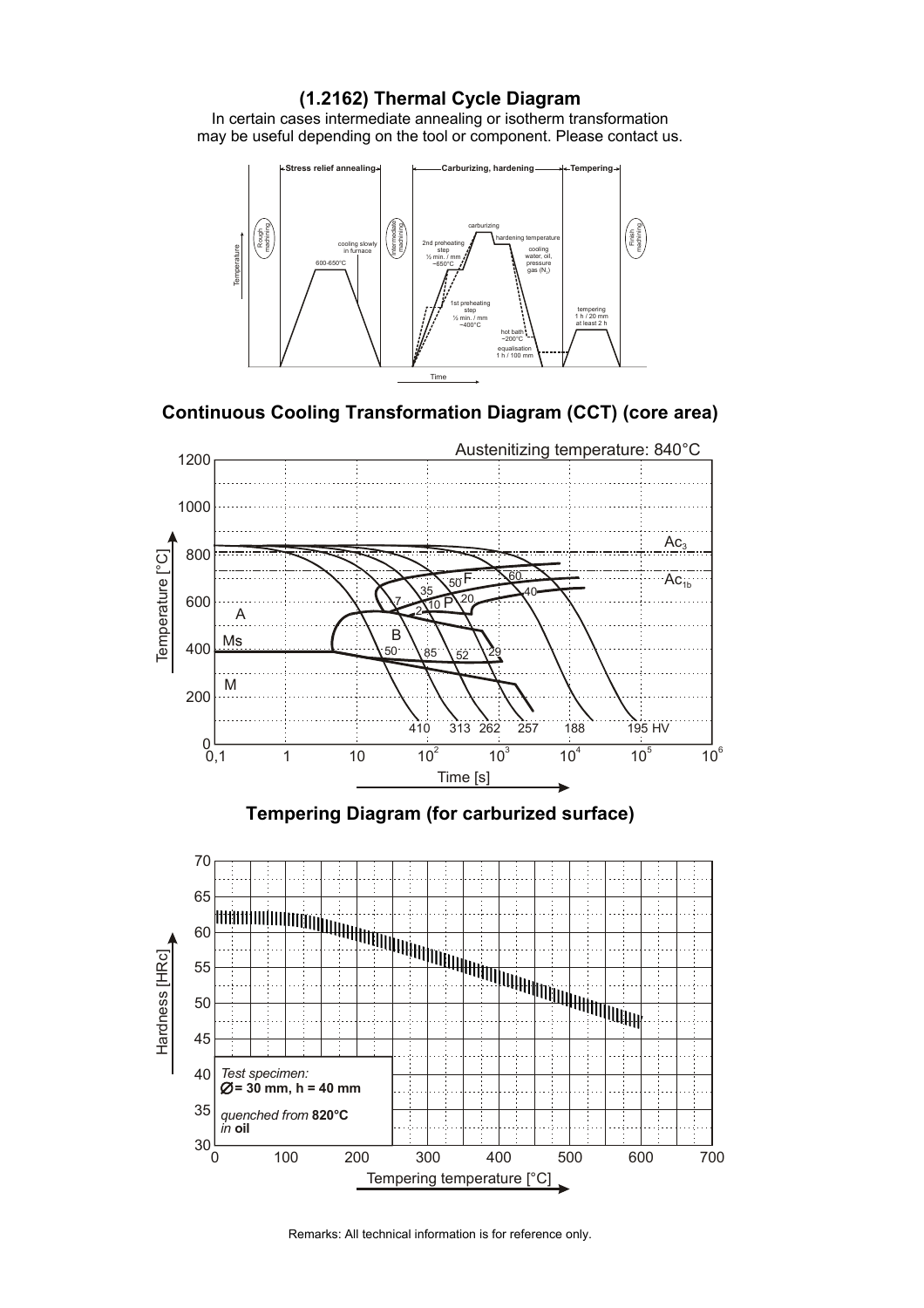## (1.2162) Thermal Cycle Diagram

In certain cases intermediate annealing or isotherm transformation may be useful depending on the tool or component. Please contact us.

Stress relief annealing
Carburizing, hardening
Tempering
Temperature
Rough machining
cooling slowly in furnace
600-650°C
Intermediate machining
carburizing
hardening temperature
2nd preheating step ½ min. / mm ~650°C
cooling water, oil, pressure gas ($N_2$)
1st preheating step ½ min. / mm ~400°C
hot bath ~200°C
equalisation 1 h / 100 mm
tempering 1 h / 20 mm at least 2 h
Finish machining
Time

## Continuous Cooling Transformation Diagram (CCT) (core area)

Austenitizing temperature: 840°C
1200
1000
800
600
400
200
0
Temperature [°C]
$Ac_3$
$Ac_{1b}$
A
Ms
M
F
P
B
50 60 35 40 7 10 20 2 50 85 52 29
410 313 262 257 188 195 HV
0,1 1 10 $10^2$ $10^3$ $10^4$ $10^5$ $10^6$
Time [s]

## Tempering Diagram (for carburized surface)

70
65
60
55
50
45
40
35
30
Hardness [HRc]
*Test specimen:*
**∅= 30 mm, h = 40 mm**
*quenched from* **820°C**
*in* **oil**
0 100 200 300 400 500 600 700
Tempering temperature [°C]

Remarks: All technical information is for reference only.